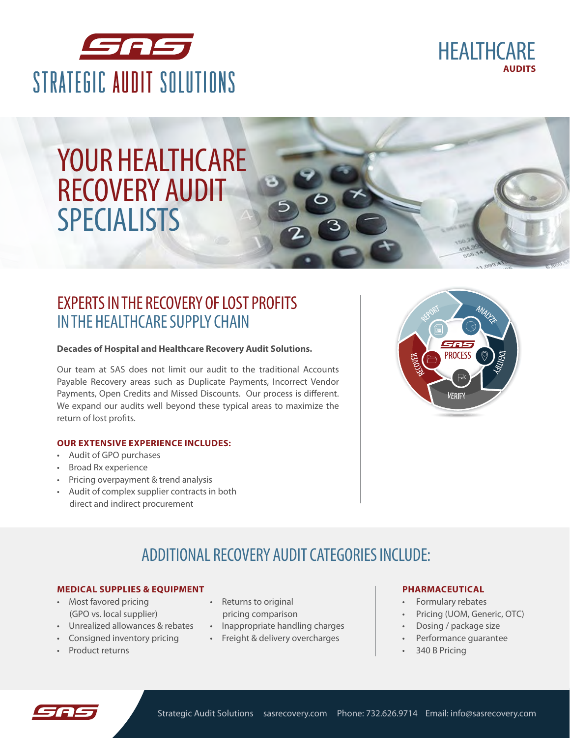# STRATEGIC AUDIT SOLUTIONS

HEALTHCARE **AUDITS**

# YOUR HEALTHCARE RECOVERY AUDIT SPECIALISTS

## EXPERTS IN THE RECOVERY OF LOST PROFITS IN THE HEALTHCARE SUPPLY CHAIN

**Decades of Hospital and Healthcare Recovery Audit Solutions.**

Our team at SAS does not limit our audit to the traditional Accounts Payable Recovery areas such as Duplicate Payments, Incorrect Vendor Payments, Open Credits and Missed Discounts. Our process is different. We expand our audits well beyond these typical areas to maximize the return of lost profits.

**OUR EXTENSIVE EXPERIENCE INCLUDES:**

- Audit of GPO purchases
- Broad Rx experience
- Pricing overpayment & trend analysis
- Audit of complex supplier contracts in both direct and indirect procurement

SAS PROCESS: ANALYZE, IDENTIFY, VERIFY, RECOVER, REPORT

## ADDITIONAL RECOVERY AUDIT CATEGORIES INCLUDE:

**MEDICAL SUPPLIES & EQUIPMENT**

- Most favored pricing (GPO vs. local supplier)
- Unrealized allowances & rebates
- Consigned inventory pricing
- Product returns
- Returns to original pricing comparison
- Inappropriate handling charges
- Freight & delivery overcharges

**PHARMACEUTICAL**

- Formulary rebates
- Pricing (UOM, Generic, OTC)
- Dosing / package size
- Performance guarantee
- 340 B Pricing

Strategic Audit Solutions sasrecovery.com Phone: 732.626.9714 Email: info@sasrecovery.com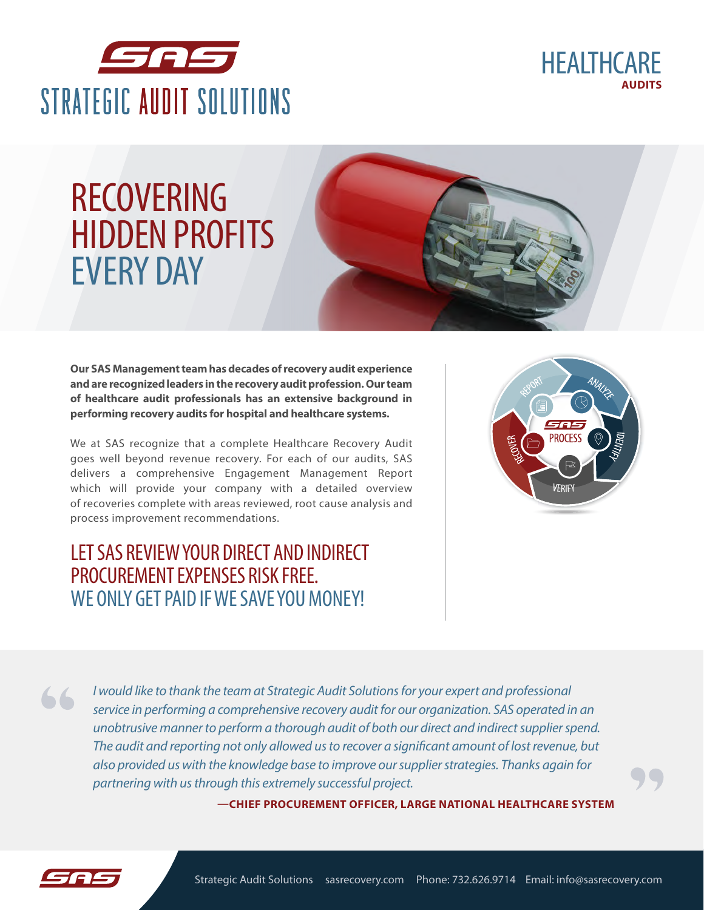# SAS STRATEGIC AUDIT SOLUTIONS

HEALTHCARE **AUDITS**

# RECOVERING HIDDEN PROFITS EVERY DAY

**Our SAS Management team has decades of recovery audit experience and are recognized leaders in the recovery audit profession. Our team of healthcare audit professionals has an extensive background in performing recovery audits for hospital and healthcare systems.**

We at SAS recognize that a complete Healthcare Recovery Audit goes well beyond revenue recovery. For each of our audits, SAS delivers a comprehensive Engagement Management Report which will provide your company with a detailed overview of recoveries complete with areas reviewed, root cause analysis and process improvement recommendations.

SAS PROCESS

ANALYZE

IDENTIFY

VERIFY

RECOVER

REPORT

## LET SAS REVIEW YOUR DIRECT AND INDIRECT PROCUREMENT EXPENSES RISK FREE. WE ONLY GET PAID IF WE SAVE YOU MONEY!

> *I would like to thank the team at Strategic Audit Solutions for your expert and professional service in performing a comprehensive recovery audit for our organization. SAS operated in an unobtrusive manner to perform a thorough audit of both our direct and indirect supplier spend. The audit and reporting not only allowed us to recover a significant amount of lost revenue, but also provided us with the knowledge base to improve our supplier strategies. Thanks again for partnering with us through this extremely successful project.*
>
> **—CHIEF PROCUREMENT OFFICER, LARGE NATIONAL HEALTHCARE SYSTEM**

Strategic Audit Solutions sasrecovery.com Phone: 732.626.9714 Email: info@sasrecovery.com